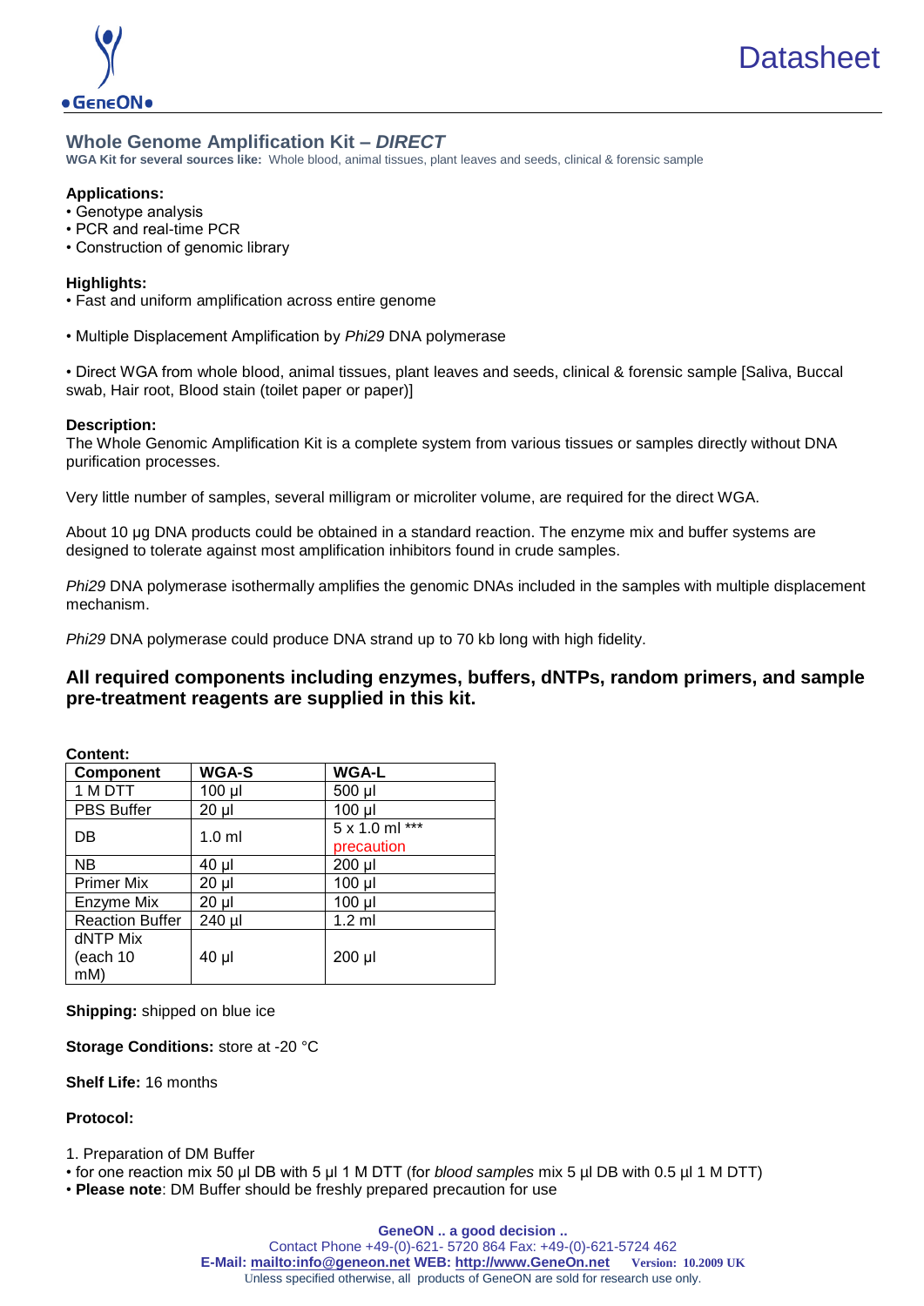Datasheet

# Whole Genome Amplification Kit – *DIRECT*

**WGA Kit for several sources like:** Whole blood, animal tissues, plant leaves and seeds, clinical & forensic sample

**Applications:**

- Genotype analysis
- PCR and real-time PCR
- Construction of genomic library

**Highlights:**

- Fast and uniform amplification across entire genome
- Multiple Displacement Amplification by *Phi29* DNA polymerase
- Direct WGA from whole blood, animal tissues, plant leaves and seeds, clinical & forensic sample [Saliva, Buccal swab, Hair root, Blood stain (toilet paper or paper)]

**Description:**

The Whole Genomic Amplification Kit is a complete system from various tissues or samples directly without DNA purification processes.

Very little number of samples, several milligram or microliter volume, are required for the direct WGA.

About 10 µg DNA products could be obtained in a standard reaction. The enzyme mix and buffer systems are designed to tolerate against most amplification inhibitors found in crude samples.

*Phi29* DNA polymerase isothermally amplifies the genomic DNAs included in the samples with multiple displacement mechanism.

*Phi29* DNA polymerase could produce DNA strand up to 70 kb long with high fidelity.

**All required components including enzymes, buffers, dNTPs, random primers, and sample pre-treatment reagents are supplied in this kit.**

**Content:**

| Component | WGA-S | WGA-L |
|---|---|---|
| 1 M DTT | 100 µl | 500 µl |
| PBS Buffer | 20 µl | 100 µl |
| DB | 1.0 ml | 5 x 1.0 ml *** precaution |
| NB | 40 µl | 200 µl |
| Primer Mix | 20 µl | 100 µl |
| Enzyme Mix | 20 µl | 100 µl |
| Reaction Buffer | 240 µl | 1.2 ml |
| dNTP Mix (each 10 mM) | 40 µl | 200 µl |

**Shipping:** shipped on blue ice

**Storage Conditions:** store at -20 °C

**Shelf Life:** 16 months

**Protocol:**

1. Preparation of DM Buffer

- for one reaction mix 50 µl DB with 5 µl 1 M DTT (for *blood samples* mix 5 µl DB with 0.5 µl 1 M DTT)
- **Please note**: DM Buffer should be freshly prepared precaution for use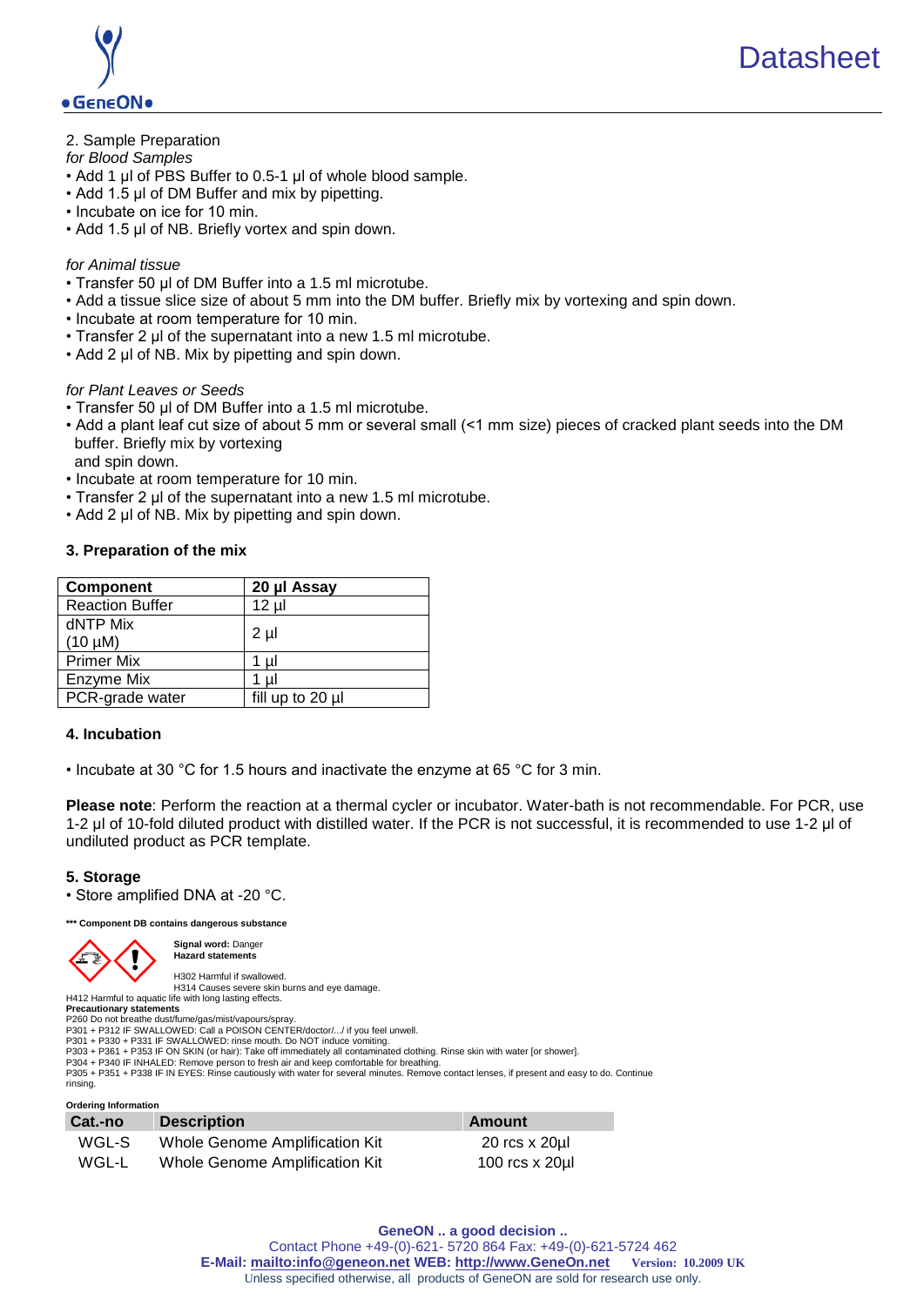2. Sample Preparation

*for Blood Samples*

- Add 1 µl of PBS Buffer to 0.5-1 µl of whole blood sample.
- Add 1.5 µl of DM Buffer and mix by pipetting.
- Incubate on ice for 10 min.
- Add 1.5 µl of NB. Briefly vortex and spin down.

*for Animal tissue*

- Transfer 50 µl of DM Buffer into a 1.5 ml microtube.
- Add a tissue slice size of about 5 mm into the DM buffer. Briefly mix by vortexing and spin down.
- Incubate at room temperature for 10 min.
- Transfer 2 µl of the supernatant into a new 1.5 ml microtube.
- Add 2 µl of NB. Mix by pipetting and spin down.

*for Plant Leaves or Seeds*

- Transfer 50 µl of DM Buffer into a 1.5 ml microtube.
- Add a plant leaf cut size of about 5 mm or several small (<1 mm size) pieces of cracked plant seeds into the DM buffer. Briefly mix by vortexing and spin down.
- Incubate at room temperature for 10 min.
- Transfer 2 µl of the supernatant into a new 1.5 ml microtube.
- Add 2 µl of NB. Mix by pipetting and spin down.

**3. Preparation of the mix**

| Component | 20 µl Assay |
|---|---|
| Reaction Buffer | 12 µl |
| dNTP Mix (10 µM) | 2 µl |
| Primer Mix | 1 µl |
| Enzyme Mix | 1 µl |
| PCR-grade water | fill up to 20 µl |

**4. Incubation**

- Incubate at 30 °C for 1.5 hours and inactivate the enzyme at 65 °C for 3 min.

**Please note**: Perform the reaction at a thermal cycler or incubator. Water-bath is not recommendable. For PCR, use 1-2 µl of 10-fold diluted product with distilled water. If the PCR is not successful, it is recommended to use 1-2 µl of undiluted product as PCR template.

**5. Storage**

- Store amplified DNA at -20 °C.

**\*\*\* Component DB contains dangerous substance**

**Signal word:** Danger

**Hazard statements**

H302 Harmful if swallowed.
H314 Causes severe skin burns and eye damage.
H412 Harmful to aquatic life with long lasting effects.

**Precautionary statements**

P260 Do not breathe dust/fume/gas/mist/vapours/spray.
P301 + P312 IF SWALLOWED: Call a POISON CENTER/doctor/.../ if you feel unwell.
P301 + P330 + P331 IF SWALLOWED: rinse mouth. Do NOT induce vomiting.
P303 + P361 + P353 IF ON SKIN (or hair): Take off immediately all contaminated clothing. Rinse skin with water [or shower].
P304 + P340 IF INHALED: Remove person to fresh air and keep comfortable for breathing.
P305 + P351 + P338 IF IN EYES: Rinse cautiously with water for several minutes. Remove contact lenses, if present and easy to do. Continue rinsing.

**Ordering Information**

| Cat.-no | Description | Amount |
|---|---|---|
| WGL-S | Whole Genome Amplification Kit | 20 rcs x 20µl |
| WGL-L | Whole Genome Amplification Kit | 100 rcs x 20µl |

**GeneON .. a good decision ..**
Contact Phone +49-(0)-621- 5720 864 Fax: +49-(0)-621-5724 462
**E-Mail: mailto:info@geneon.net WEB: http://www.GeneOn.net** **Version: 10.2009 UK**
Unless specified otherwise, all products of GeneON are sold for research use only.